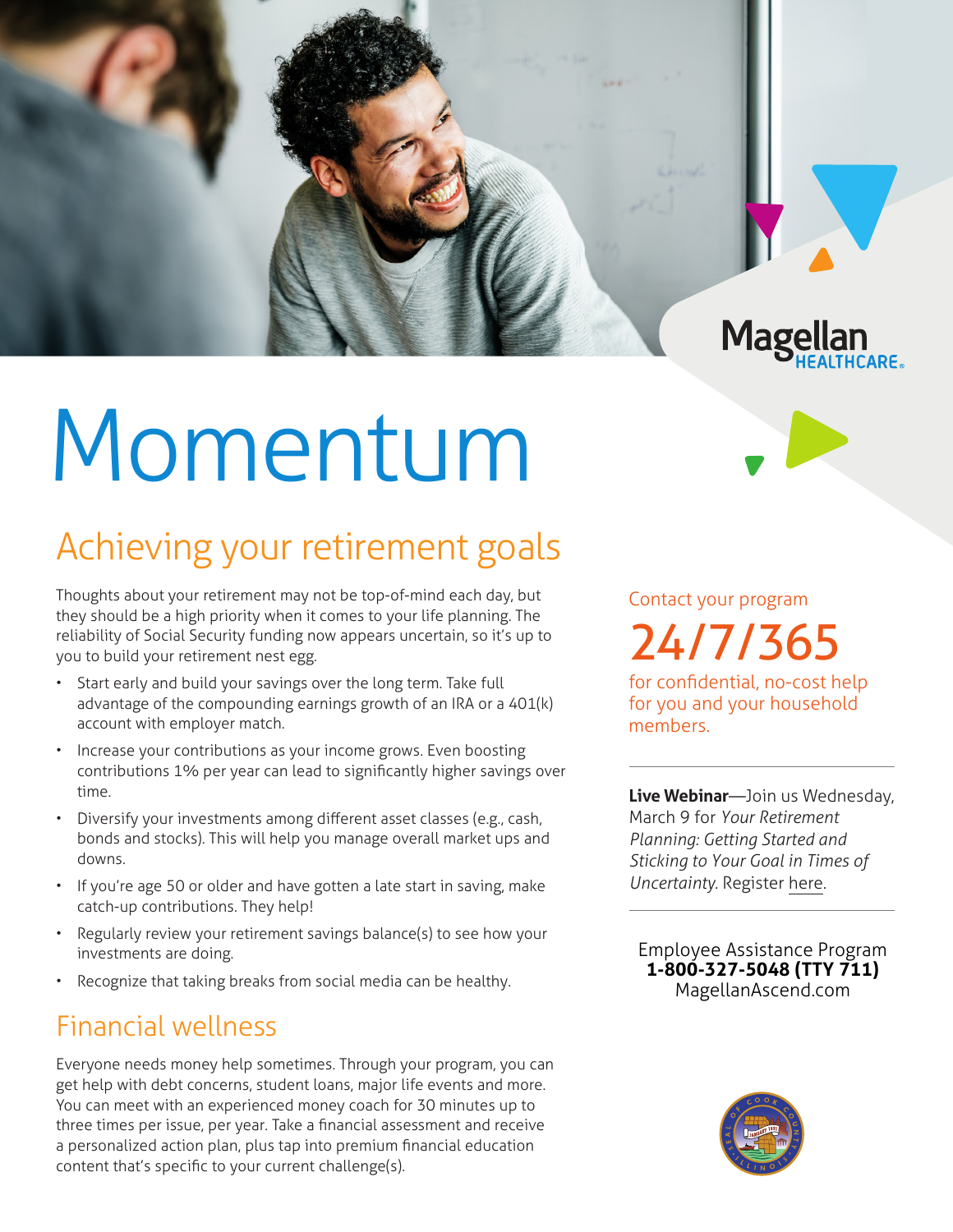Magellan HEALTHCARE

# Momentum

## Achieving your retirement goals

Thoughts about your retirement may not be top-of-mind each day, but they should be a high priority when it comes to your life planning. The reliability of Social Security funding now appears uncertain, so it's up to you to build your retirement nest egg.

- Start early and build your savings over the long term. Take full advantage of the compounding earnings growth of an IRA or a 401(k) account with employer match.
- Increase your contributions as your income grows. Even boosting contributions 1% per year can lead to significantly higher savings over time.
- Diversify your investments among different asset classes (e.g., cash, bonds and stocks). This will help you manage overall market ups and downs.
- If you're age 50 or older and have gotten a late start in saving, make catch-up contributions. They help!
- Regularly review your retirement savings balance(s) to see how your investments are doing.
- Recognize that taking breaks from social media can be healthy.

## Financial wellness

Everyone needs money help sometimes. Through your program, you can get help with debt concerns, student loans, major life events and more. You can meet with an experienced money coach for 30 minutes up to three times per issue, per year. Take a financial assessment and receive a personalized action plan, plus tap into premium financial education content that's specific to your current challenge(s).

---

Contact your program

**24/7/365**

for confidential, no-cost help for you and your household members.

---

**Live Webinar**—Join us Wednesday, March 9 for *Your Retirement Planning: Getting Started and Sticking to Your Goal in Times of Uncertainty.* Register here.

---

Employee Assistance Program
**1-800-327-5048 (TTY 711)**
MagellanAscend.com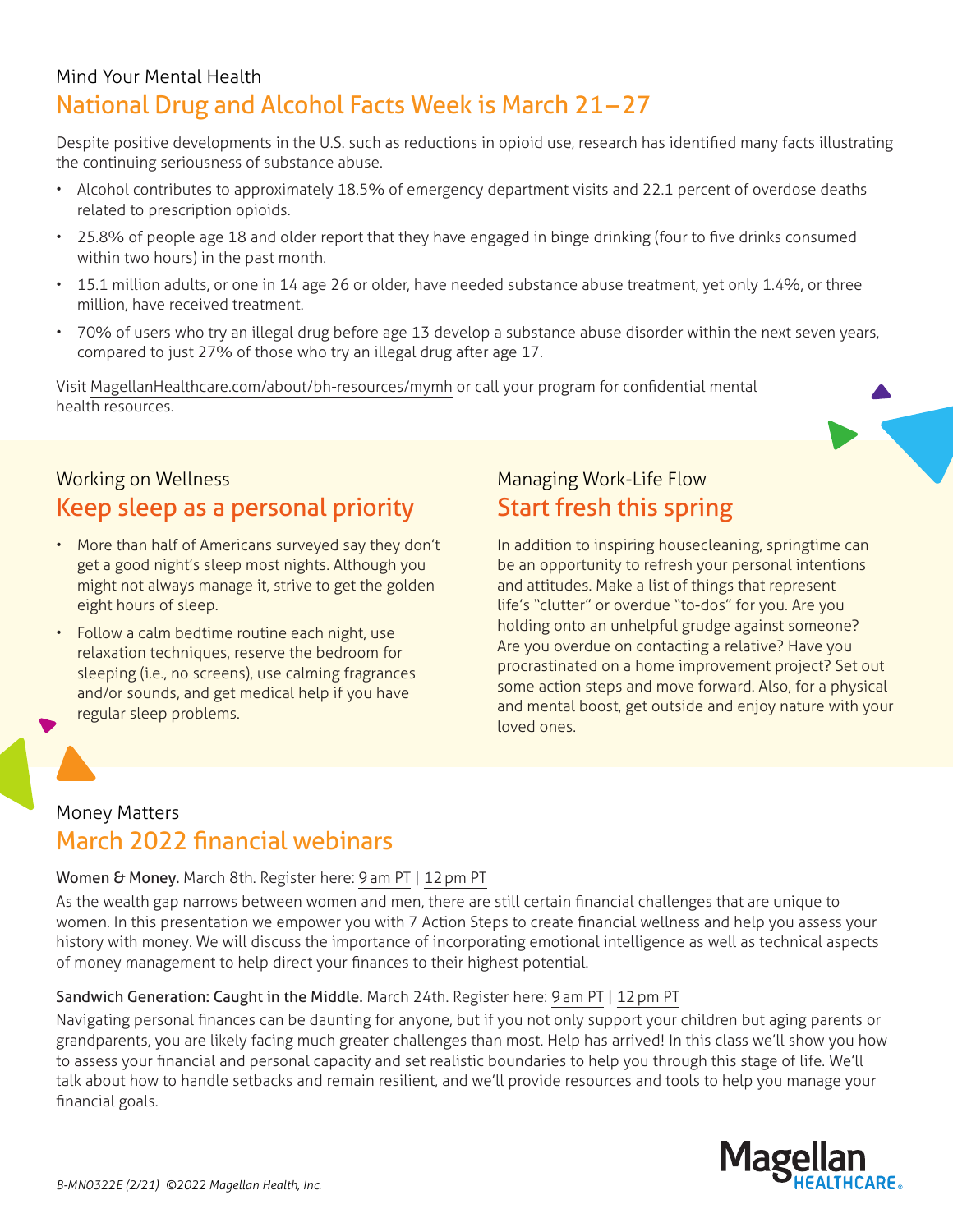Mind Your Mental Health

## National Drug and Alcohol Facts Week is March 21–27

Despite positive developments in the U.S. such as reductions in opioid use, research has identified many facts illustrating the continuing seriousness of substance abuse.

- Alcohol contributes to approximately 18.5% of emergency department visits and 22.1 percent of overdose deaths related to prescription opioids.
- 25.8% of people age 18 and older report that they have engaged in binge drinking (four to five drinks consumed within two hours) in the past month.
- 15.1 million adults, or one in 14 age 26 or older, have needed substance abuse treatment, yet only 1.4%, or three million, have received treatment.
- 70% of users who try an illegal drug before age 13 develop a substance abuse disorder within the next seven years, compared to just 27% of those who try an illegal drug after age 17.

Visit MagellanHealthcare.com/about/bh-resources/mymh or call your program for confidential mental health resources.

Working on Wellness

## Keep sleep as a personal priority

- More than half of Americans surveyed say they don't get a good night's sleep most nights. Although you might not always manage it, strive to get the golden eight hours of sleep.
- Follow a calm bedtime routine each night, use relaxation techniques, reserve the bedroom for sleeping (i.e., no screens), use calming fragrances and/or sounds, and get medical help if you have regular sleep problems.

Managing Work-Life Flow

## Start fresh this spring

In addition to inspiring housecleaning, springtime can be an opportunity to refresh your personal intentions and attitudes. Make a list of things that represent life's "clutter" or overdue "to-dos" for you. Are you holding onto an unhelpful grudge against someone? Are you overdue on contacting a relative? Have you procrastinated on a home improvement project? Set out some action steps and move forward. Also, for a physical and mental boost, get outside and enjoy nature with your loved ones.

Money Matters

## March 2022 financial webinars

**Women & Money.** March 8th. Register here: 9 am PT | 12 pm PT

As the wealth gap narrows between women and men, there are still certain financial challenges that are unique to women. In this presentation we empower you with 7 Action Steps to create financial wellness and help you assess your history with money. We will discuss the importance of incorporating emotional intelligence as well as technical aspects of money management to help direct your finances to their highest potential.

**Sandwich Generation: Caught in the Middle.** March 24th. Register here: 9 am PT | 12 pm PT

Navigating personal finances can be daunting for anyone, but if you not only support your children but aging parents or grandparents, you are likely facing much greater challenges than most. Help has arrived! In this class we'll show you how to assess your financial and personal capacity and set realistic boundaries to help you through this stage of life. We'll talk about how to handle setbacks and remain resilient, and we'll provide resources and tools to help you manage your financial goals.

*B-MN0322E (2/21) ©2022 Magellan Health, Inc.*

Magellan HEALTHCARE